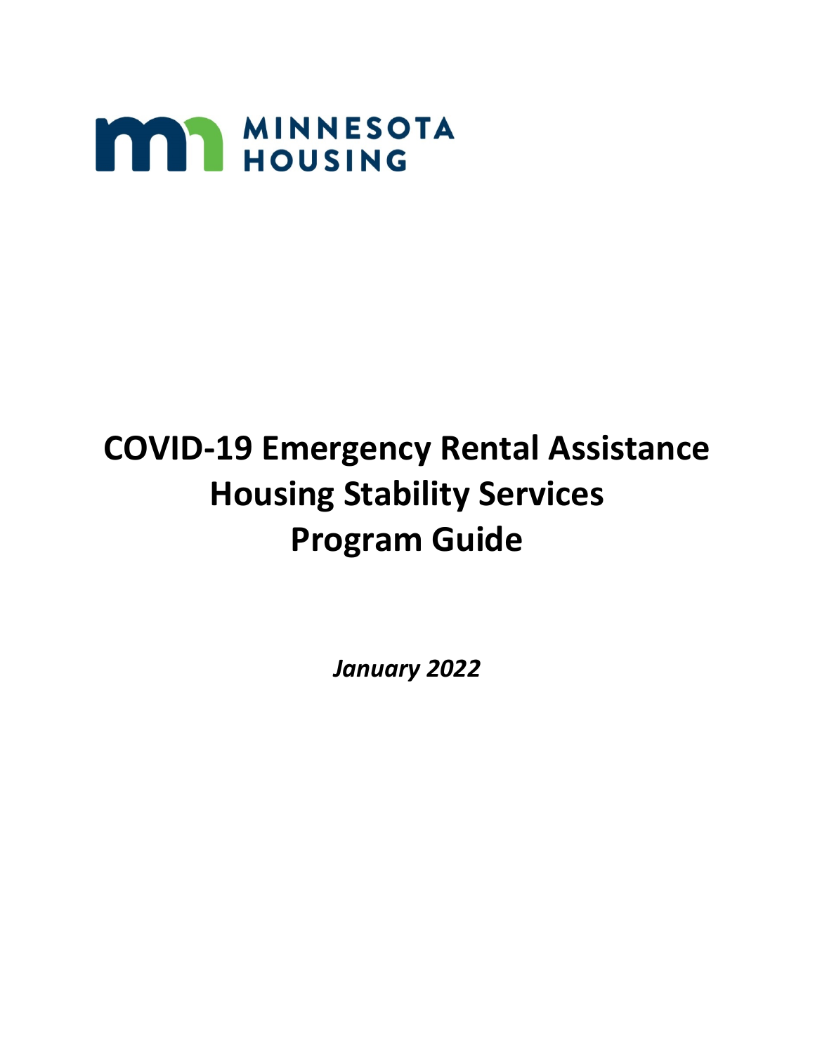MINNESOTA HOUSING

# COVID-19 Emergency Rental Assistance Housing Stability Services Program Guide

*January 2022*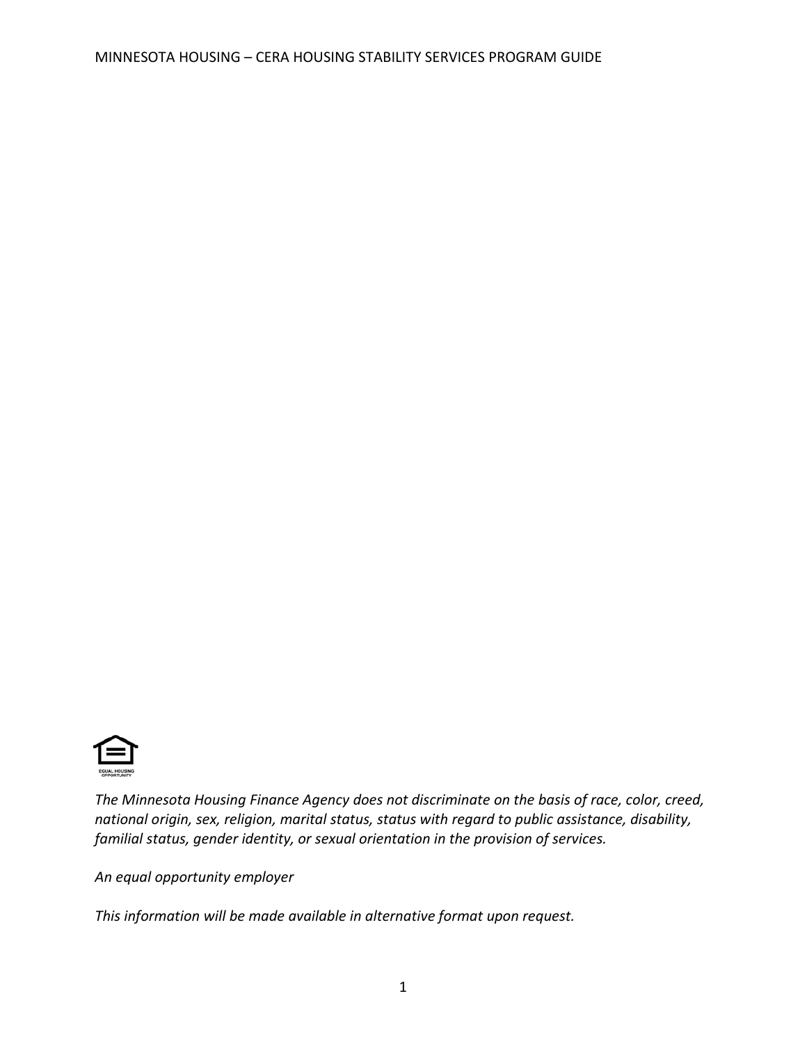*The Minnesota Housing Finance Agency does not discriminate on the basis of race, color, creed, national origin, sex, religion, marital status, status with regard to public assistance, disability, familial status, gender identity, or sexual orientation in the provision of services.*

*An equal opportunity employer*

*This information will be made available in alternative format upon request.*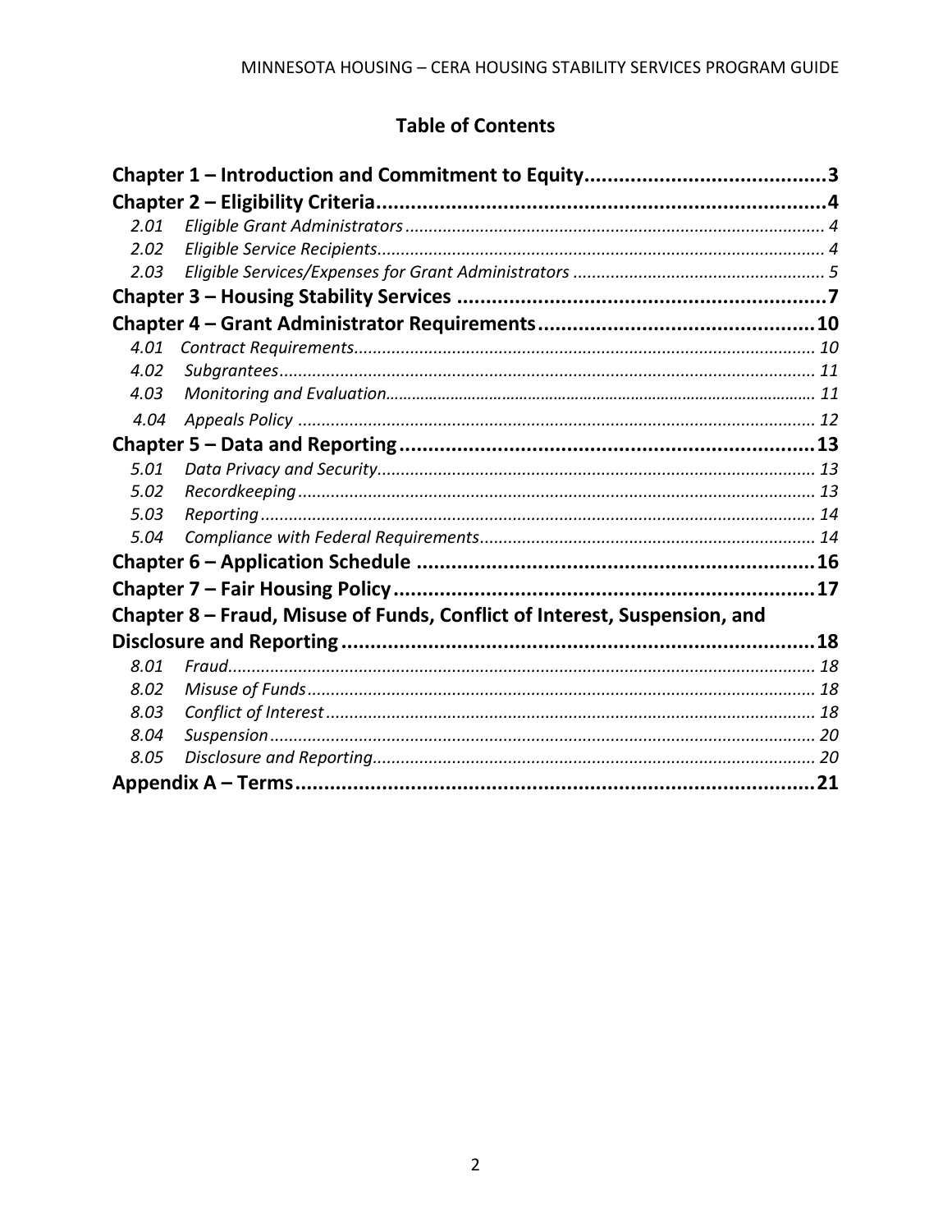## Table of Contents

**Chapter 1 – Introduction and Commitment to Equity** ........................................... 3

**Chapter 2 – Eligibility Criteria** ........................................................................................ 4

- *2.01 Eligible Grant Administrators* ........................................................................ 4
- *2.02 Eligible Service Recipients* ............................................................................. 4
- *2.03 Eligible Services/Expenses for Grant Administrators* ..................................... 5

**Chapter 3 – Housing Stability Services** ........................................................................ 7

**Chapter 4 – Grant Administrator Requirements** ........................................................ 10

- *4.01 Contract Requirements* ............................................................................... 10
- *4.02 Subgrantees* ................................................................................................ 11
- *4.03 Monitoring and Evaluation* .......................................................................... 11
- *4.04 Appeals Policy* ............................................................................................. 12

**Chapter 5 – Data and Reporting** .................................................................................. 13

- *5.01 Data Privacy and Security* ........................................................................... 13
- *5.02 Recordkeeping* ............................................................................................ 13
- *5.03 Reporting* .................................................................................................... 14
- *5.04 Compliance with Federal Requirements* ..................................................... 14

**Chapter 6 – Application Schedule** ............................................................................... 16

**Chapter 7 – Fair Housing Policy** ................................................................................... 17

**Chapter 8 – Fraud, Misuse of Funds, Conflict of Interest, Suspension, and Disclosure and Reporting** .......................................................................................................... 18

- *8.01 Fraud* ........................................................................................................... 18
- *8.02 Misuse of Funds* .......................................................................................... 18
- *8.03 Conflict of Interest* ...................................................................................... 18
- *8.04 Suspension* .................................................................................................. 20
- *8.05 Disclosure and Reporting* ............................................................................ 20

**Appendix A – Terms** .................................................................................................... 21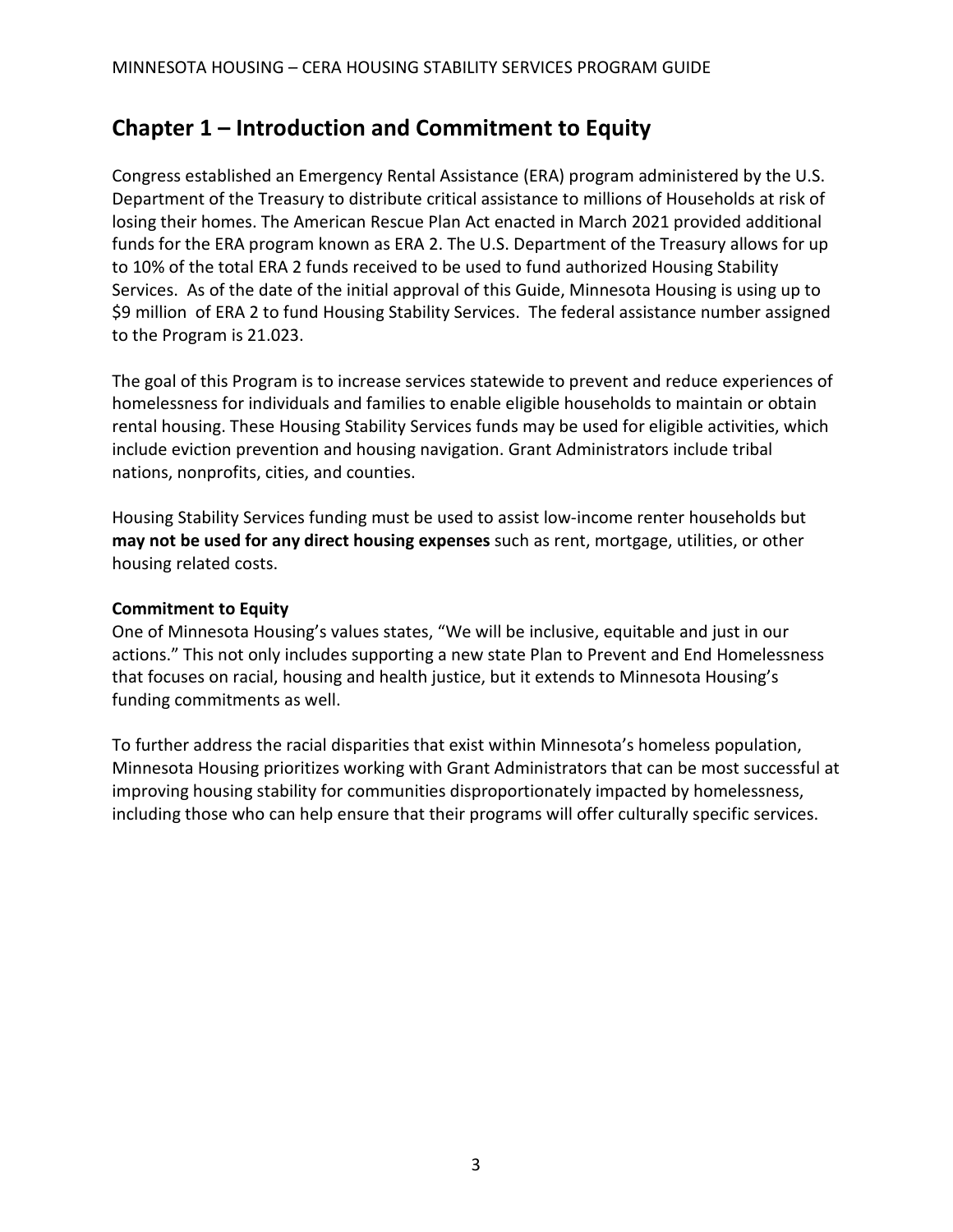## Chapter 1 – Introduction and Commitment to Equity

Congress established an Emergency Rental Assistance (ERA) program administered by the U.S. Department of the Treasury to distribute critical assistance to millions of Households at risk of losing their homes. The American Rescue Plan Act enacted in March 2021 provided additional funds for the ERA program known as ERA 2. The U.S. Department of the Treasury allows for up to 10% of the total ERA 2 funds received to be used to fund authorized Housing Stability Services. As of the date of the initial approval of this Guide, Minnesota Housing is using up to $9 million of ERA 2 to fund Housing Stability Services. The federal assistance number assigned to the Program is 21.023.

The goal of this Program is to increase services statewide to prevent and reduce experiences of homelessness for individuals and families to enable eligible households to maintain or obtain rental housing. These Housing Stability Services funds may be used for eligible activities, which include eviction prevention and housing navigation. Grant Administrators include tribal nations, nonprofits, cities, and counties.

Housing Stability Services funding must be used to assist low-income renter households but **may not be used for any direct housing expenses** such as rent, mortgage, utilities, or other housing related costs.

**Commitment to Equity**

One of Minnesota Housing's values states, "We will be inclusive, equitable and just in our actions." This not only includes supporting a new state Plan to Prevent and End Homelessness that focuses on racial, housing and health justice, but it extends to Minnesota Housing's funding commitments as well.

To further address the racial disparities that exist within Minnesota's homeless population, Minnesota Housing prioritizes working with Grant Administrators that can be most successful at improving housing stability for communities disproportionately impacted by homelessness, including those who can help ensure that their programs will offer culturally specific services.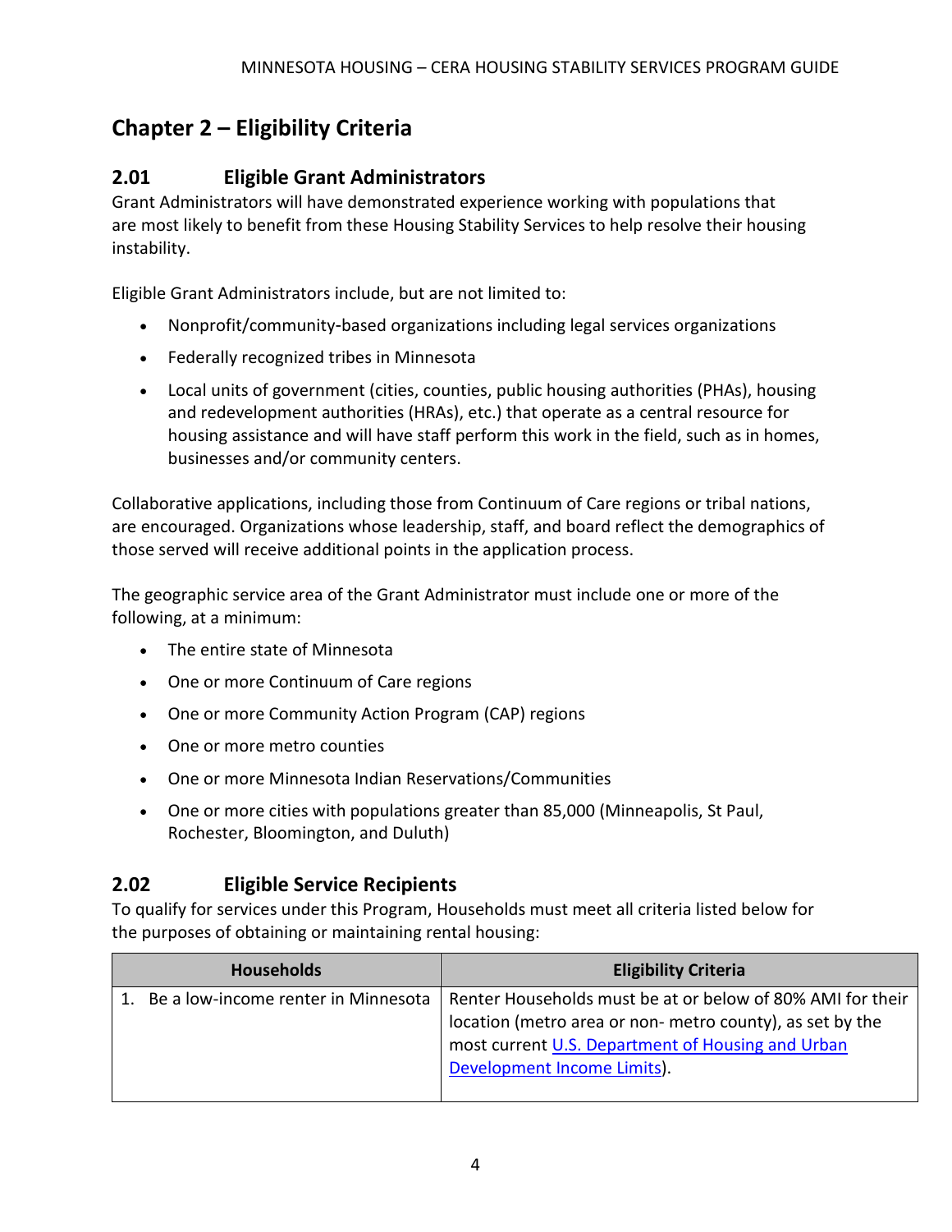# Chapter 2 – Eligibility Criteria

## 2.01 Eligible Grant Administrators

Grant Administrators will have demonstrated experience working with populations that are most likely to benefit from these Housing Stability Services to help resolve their housing instability.

Eligible Grant Administrators include, but are not limited to:

- Nonprofit/community-based organizations including legal services organizations
- Federally recognized tribes in Minnesota
- Local units of government (cities, counties, public housing authorities (PHAs), housing and redevelopment authorities (HRAs), etc.) that operate as a central resource for housing assistance and will have staff perform this work in the field, such as in homes, businesses and/or community centers.

Collaborative applications, including those from Continuum of Care regions or tribal nations, are encouraged. Organizations whose leadership, staff, and board reflect the demographics of those served will receive additional points in the application process.

The geographic service area of the Grant Administrator must include one or more of the following, at a minimum:

- The entire state of Minnesota
- One or more Continuum of Care regions
- One or more Community Action Program (CAP) regions
- One or more metro counties
- One or more Minnesota Indian Reservations/Communities
- One or more cities with populations greater than 85,000 (Minneapolis, St Paul, Rochester, Bloomington, and Duluth)

## 2.02 Eligible Service Recipients

To qualify for services under this Program, Households must meet all criteria listed below for the purposes of obtaining or maintaining rental housing:

| Households | Eligibility Criteria |
|---|---|
| 1. Be a low-income renter in Minnesota | Renter Households must be at or below of 80% AMI for their location (metro area or non- metro county), as set by the most current [U.S. Department of Housing and Urban Development Income Limits](). |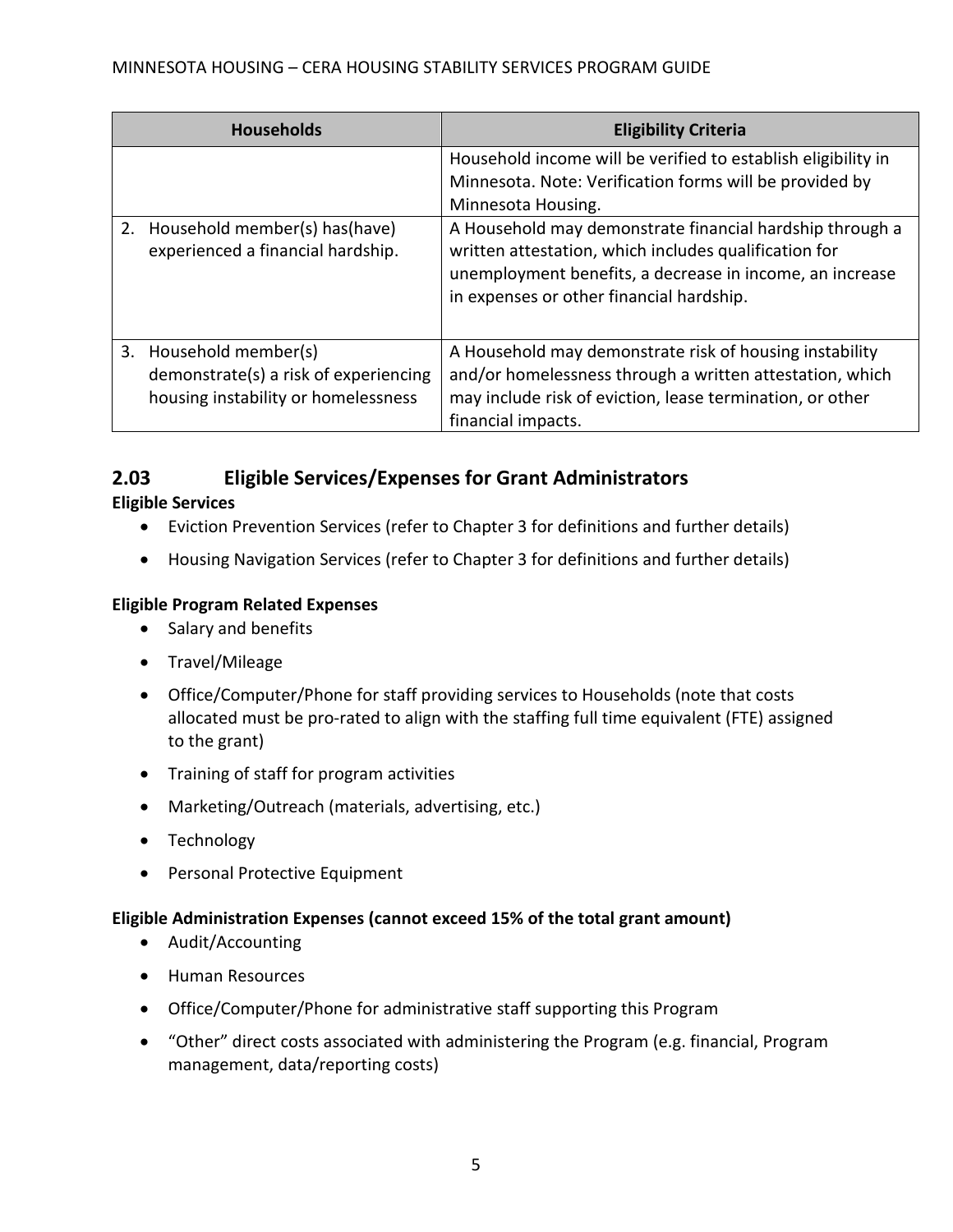| Households | Eligibility Criteria |
| --- | --- |
| | Household income will be verified to establish eligibility in Minnesota. Note: Verification forms will be provided by Minnesota Housing. |
| 2. Household member(s) has(have) experienced a financial hardship. | A Household may demonstrate financial hardship through a written attestation, which includes qualification for unemployment benefits, a decrease in income, an increase in expenses or other financial hardship. |
| 3. Household member(s) demonstrate(s) a risk of experiencing housing instability or homelessness | A Household may demonstrate risk of housing instability and/or homelessness through a written attestation, which may include risk of eviction, lease termination, or other financial impacts. |

## 2.03 Eligible Services/Expenses for Grant Administrators

**Eligible Services**

- Eviction Prevention Services (refer to Chapter 3 for definitions and further details)
- Housing Navigation Services (refer to Chapter 3 for definitions and further details)

**Eligible Program Related Expenses**

- Salary and benefits
- Travel/Mileage
- Office/Computer/Phone for staff providing services to Households (note that costs allocated must be pro-rated to align with the staffing full time equivalent (FTE) assigned to the grant)
- Training of staff for program activities
- Marketing/Outreach (materials, advertising, etc.)
- Technology
- Personal Protective Equipment

**Eligible Administration Expenses (cannot exceed 15% of the total grant amount)**

- Audit/Accounting
- Human Resources
- Office/Computer/Phone for administrative staff supporting this Program
- "Other" direct costs associated with administering the Program (e.g. financial, Program management, data/reporting costs)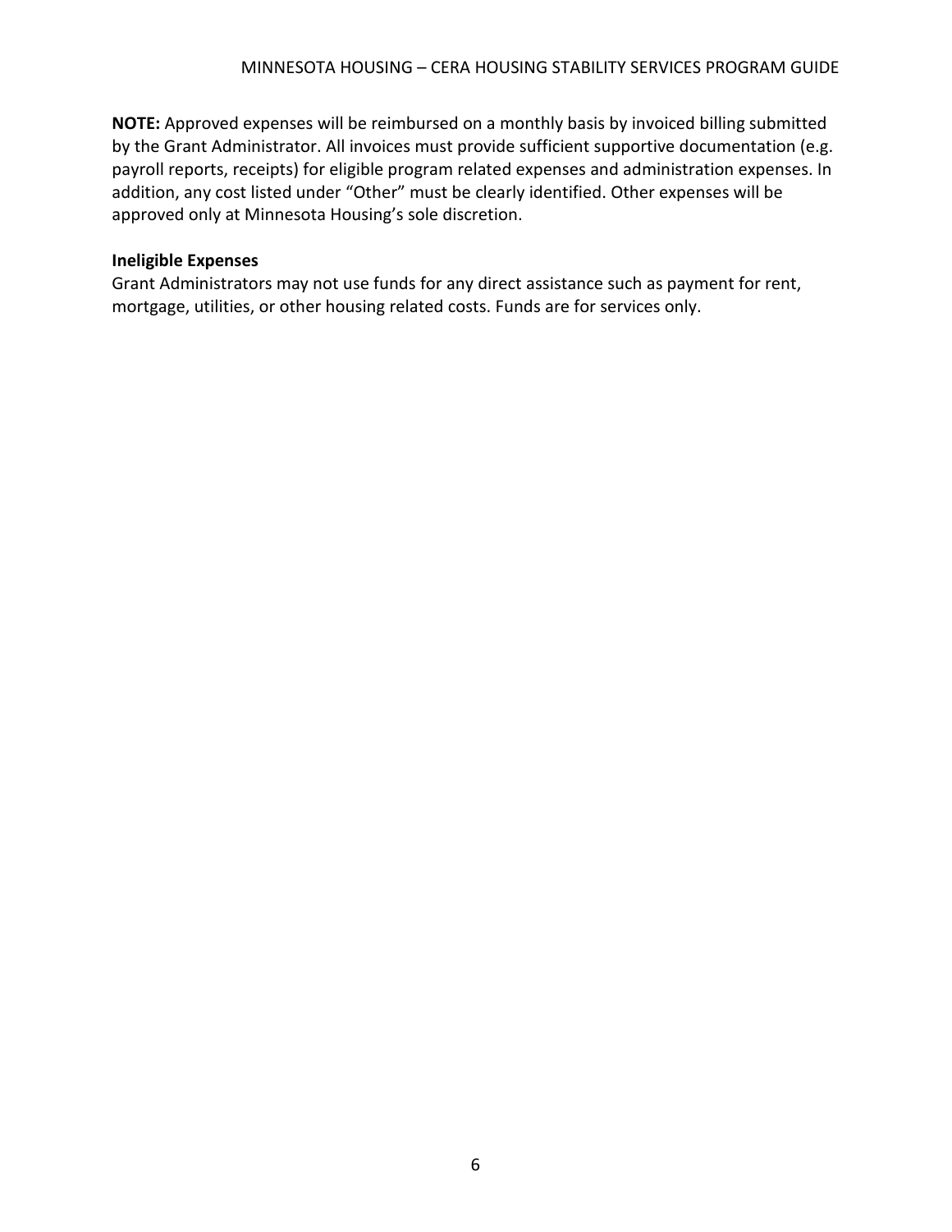**NOTE:** Approved expenses will be reimbursed on a monthly basis by invoiced billing submitted by the Grant Administrator. All invoices must provide sufficient supportive documentation (e.g. payroll reports, receipts) for eligible program related expenses and administration expenses. In addition, any cost listed under "Other" must be clearly identified. Other expenses will be approved only at Minnesota Housing's sole discretion.

**Ineligible Expenses**

Grant Administrators may not use funds for any direct assistance such as payment for rent, mortgage, utilities, or other housing related costs. Funds are for services only.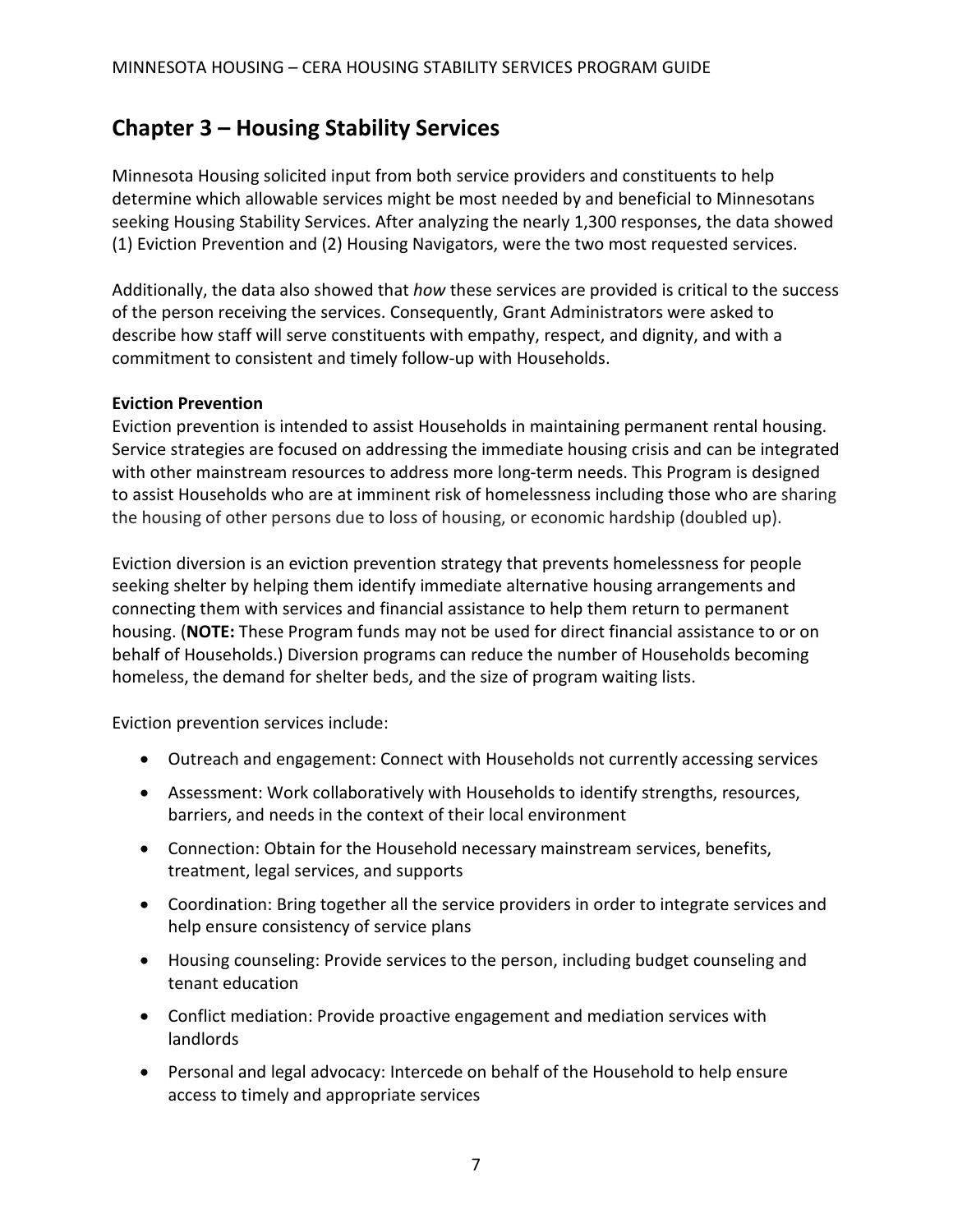# Chapter 3 – Housing Stability Services

Minnesota Housing solicited input from both service providers and constituents to help determine which allowable services might be most needed by and beneficial to Minnesotans seeking Housing Stability Services. After analyzing the nearly 1,300 responses, the data showed (1) Eviction Prevention and (2) Housing Navigators, were the two most requested services.

Additionally, the data also showed that *how* these services are provided is critical to the success of the person receiving the services. Consequently, Grant Administrators were asked to describe how staff will serve constituents with empathy, respect, and dignity, and with a commitment to consistent and timely follow-up with Households.

**Eviction Prevention**

Eviction prevention is intended to assist Households in maintaining permanent rental housing. Service strategies are focused on addressing the immediate housing crisis and can be integrated with other mainstream resources to address more long-term needs. This Program is designed to assist Households who are at imminent risk of homelessness including those who are sharing the housing of other persons due to loss of housing, or economic hardship (doubled up).

Eviction diversion is an eviction prevention strategy that prevents homelessness for people seeking shelter by helping them identify immediate alternative housing arrangements and connecting them with services and financial assistance to help them return to permanent housing. (**NOTE:** These Program funds may not be used for direct financial assistance to or on behalf of Households.) Diversion programs can reduce the number of Households becoming homeless, the demand for shelter beds, and the size of program waiting lists.

Eviction prevention services include:

- Outreach and engagement: Connect with Households not currently accessing services
- Assessment: Work collaboratively with Households to identify strengths, resources, barriers, and needs in the context of their local environment
- Connection: Obtain for the Household necessary mainstream services, benefits, treatment, legal services, and supports
- Coordination: Bring together all the service providers in order to integrate services and help ensure consistency of service plans
- Housing counseling: Provide services to the person, including budget counseling and tenant education
- Conflict mediation: Provide proactive engagement and mediation services with landlords
- Personal and legal advocacy: Intercede on behalf of the Household to help ensure access to timely and appropriate services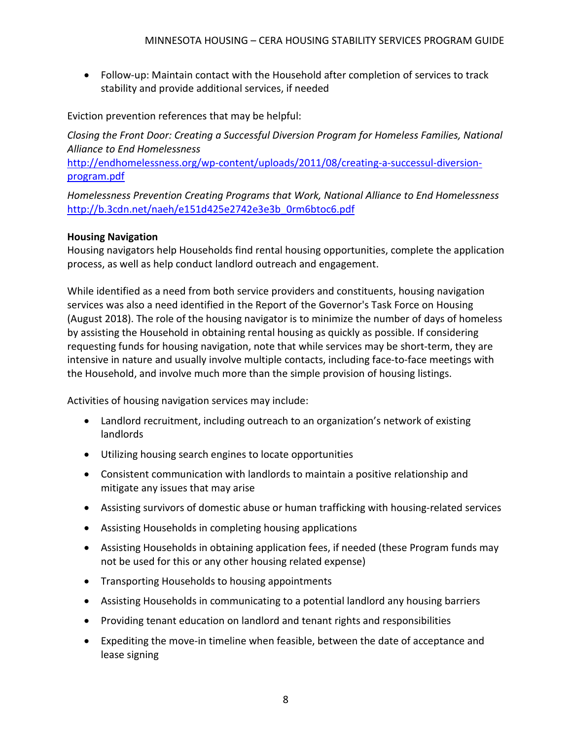- Follow-up: Maintain contact with the Household after completion of services to track stability and provide additional services, if needed

Eviction prevention references that may be helpful:

*Closing the Front Door: Creating a Successful Diversion Program for Homeless Families, National Alliance to End Homelessness*
[http://endhomelessness.org/wp-content/uploads/2011/08/creating-a-successul-diversion-program.pdf](http://endhomelessness.org/wp-content/uploads/2011/08/creating-a-successul-diversion-program.pdf)

*Homelessness Prevention Creating Programs that Work, National Alliance to End Homelessness*
[http://b.3cdn.net/naeh/e151d425e2742e3e3b_0rm6btoc6.pdf](http://b.3cdn.net/naeh/e151d425e2742e3e3b_0rm6btoc6.pdf)

**Housing Navigation**
Housing navigators help Households find rental housing opportunities, complete the application process, as well as help conduct landlord outreach and engagement.

While identified as a need from both service providers and constituents, housing navigation services was also a need identified in the Report of the Governor's Task Force on Housing (August 2018). The role of the housing navigator is to minimize the number of days of homeless by assisting the Household in obtaining rental housing as quickly as possible. If considering requesting funds for housing navigation, note that while services may be short-term, they are intensive in nature and usually involve multiple contacts, including face-to-face meetings with the Household, and involve much more than the simple provision of housing listings.

Activities of housing navigation services may include:

- Landlord recruitment, including outreach to an organization's network of existing landlords
- Utilizing housing search engines to locate opportunities
- Consistent communication with landlords to maintain a positive relationship and mitigate any issues that may arise
- Assisting survivors of domestic abuse or human trafficking with housing-related services
- Assisting Households in completing housing applications
- Assisting Households in obtaining application fees, if needed (these Program funds may not be used for this or any other housing related expense)
- Transporting Households to housing appointments
- Assisting Households in communicating to a potential landlord any housing barriers
- Providing tenant education on landlord and tenant rights and responsibilities
- Expediting the move-in timeline when feasible, between the date of acceptance and lease signing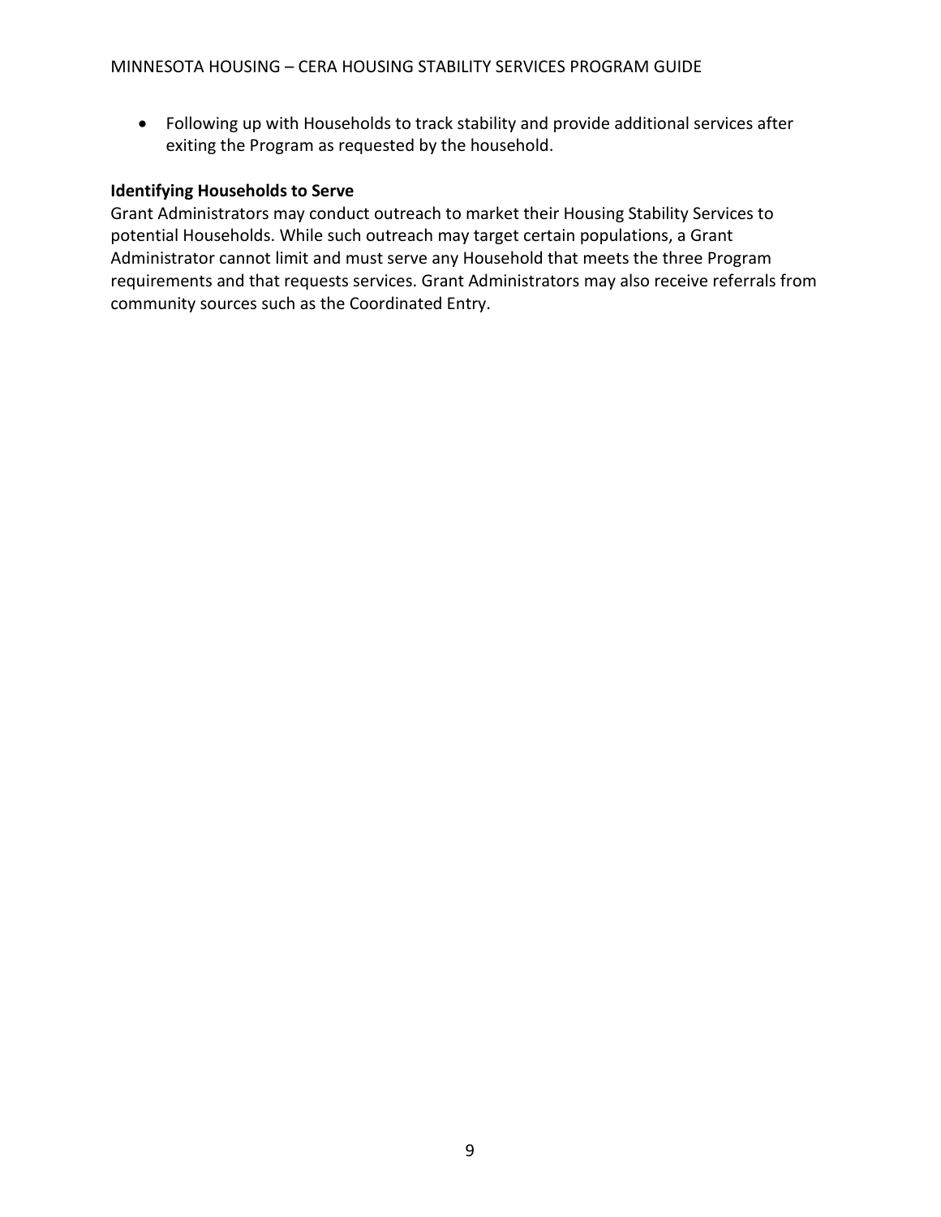- Following up with Households to track stability and provide additional services after exiting the Program as requested by the household.

**Identifying Households to Serve**

Grant Administrators may conduct outreach to market their Housing Stability Services to potential Households. While such outreach may target certain populations, a Grant Administrator cannot limit and must serve any Household that meets the three Program requirements and that requests services. Grant Administrators may also receive referrals from community sources such as the Coordinated Entry.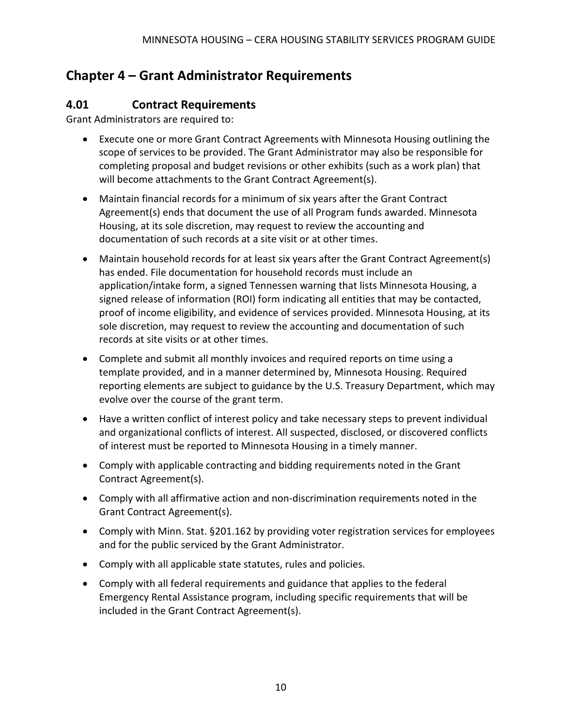## Chapter 4 – Grant Administrator Requirements

### 4.01 Contract Requirements

Grant Administrators are required to:

- Execute one or more Grant Contract Agreements with Minnesota Housing outlining the scope of services to be provided. The Grant Administrator may also be responsible for completing proposal and budget revisions or other exhibits (such as a work plan) that will become attachments to the Grant Contract Agreement(s).
- Maintain financial records for a minimum of six years after the Grant Contract Agreement(s) ends that document the use of all Program funds awarded. Minnesota Housing, at its sole discretion, may request to review the accounting and documentation of such records at a site visit or at other times.
- Maintain household records for at least six years after the Grant Contract Agreement(s) has ended. File documentation for household records must include an application/intake form, a signed Tennessen warning that lists Minnesota Housing, a signed release of information (ROI) form indicating all entities that may be contacted, proof of income eligibility, and evidence of services provided. Minnesota Housing, at its sole discretion, may request to review the accounting and documentation of such records at site visits or at other times.
- Complete and submit all monthly invoices and required reports on time using a template provided, and in a manner determined by, Minnesota Housing. Required reporting elements are subject to guidance by the U.S. Treasury Department, which may evolve over the course of the grant term.
- Have a written conflict of interest policy and take necessary steps to prevent individual and organizational conflicts of interest. All suspected, disclosed, or discovered conflicts of interest must be reported to Minnesota Housing in a timely manner.
- Comply with applicable contracting and bidding requirements noted in the Grant Contract Agreement(s).
- Comply with all affirmative action and non-discrimination requirements noted in the Grant Contract Agreement(s).
- Comply with Minn. Stat. §201.162 by providing voter registration services for employees and for the public serviced by the Grant Administrator.
- Comply with all applicable state statutes, rules and policies.
- Comply with all federal requirements and guidance that applies to the federal Emergency Rental Assistance program, including specific requirements that will be included in the Grant Contract Agreement(s).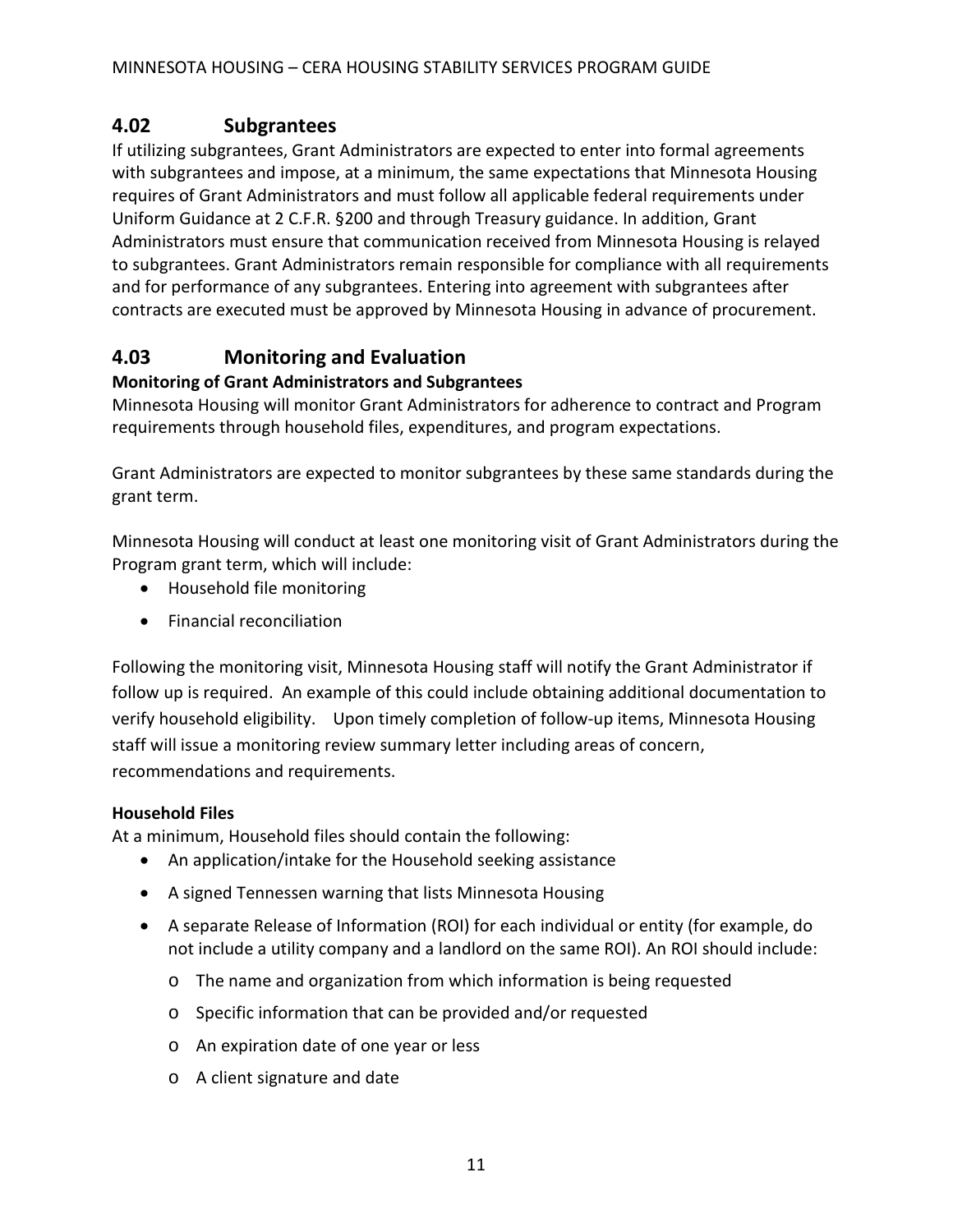## 4.02 Subgrantees

If utilizing subgrantees, Grant Administrators are expected to enter into formal agreements with subgrantees and impose, at a minimum, the same expectations that Minnesota Housing requires of Grant Administrators and must follow all applicable federal requirements under Uniform Guidance at 2 C.F.R. §200 and through Treasury guidance. In addition, Grant Administrators must ensure that communication received from Minnesota Housing is relayed to subgrantees. Grant Administrators remain responsible for compliance with all requirements and for performance of any subgrantees. Entering into agreement with subgrantees after contracts are executed must be approved by Minnesota Housing in advance of procurement.

## 4.03 Monitoring and Evaluation

**Monitoring of Grant Administrators and Subgrantees**

Minnesota Housing will monitor Grant Administrators for adherence to contract and Program requirements through household files, expenditures, and program expectations.

Grant Administrators are expected to monitor subgrantees by these same standards during the grant term.

Minnesota Housing will conduct at least one monitoring visit of Grant Administrators during the Program grant term, which will include:

- Household file monitoring
- Financial reconciliation

Following the monitoring visit, Minnesota Housing staff will notify the Grant Administrator if follow up is required. An example of this could include obtaining additional documentation to verify household eligibility. Upon timely completion of follow-up items, Minnesota Housing staff will issue a monitoring review summary letter including areas of concern, recommendations and requirements.

**Household Files**

At a minimum, Household files should contain the following:

- An application/intake for the Household seeking assistance
- A signed Tennessen warning that lists Minnesota Housing
- A separate Release of Information (ROI) for each individual or entity (for example, do not include a utility company and a landlord on the same ROI). An ROI should include:
  - The name and organization from which information is being requested
  - Specific information that can be provided and/or requested
  - An expiration date of one year or less
  - A client signature and date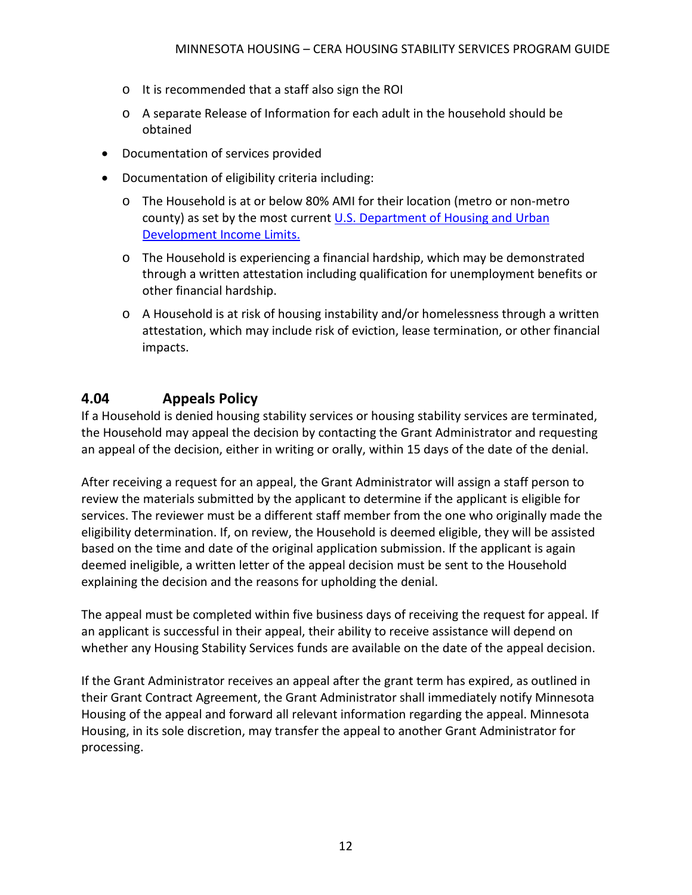- It is recommended that a staff also sign the ROI
- A separate Release of Information for each adult in the household should be obtained

- Documentation of services provided
- Documentation of eligibility criteria including:
  - The Household is at or below 80% AMI for their location (metro or non-metro county) as set by the most current [U.S. Department of Housing and Urban Development Income Limits.]()
  - The Household is experiencing a financial hardship, which may be demonstrated through a written attestation including qualification for unemployment benefits or other financial hardship.
  - A Household is at risk of housing instability and/or homelessness through a written attestation, which may include risk of eviction, lease termination, or other financial impacts.

## 4.04 Appeals Policy

If a Household is denied housing stability services or housing stability services are terminated, the Household may appeal the decision by contacting the Grant Administrator and requesting an appeal of the decision, either in writing or orally, within 15 days of the date of the denial.

After receiving a request for an appeal, the Grant Administrator will assign a staff person to review the materials submitted by the applicant to determine if the applicant is eligible for services. The reviewer must be a different staff member from the one who originally made the eligibility determination. If, on review, the Household is deemed eligible, they will be assisted based on the time and date of the original application submission. If the applicant is again deemed ineligible, a written letter of the appeal decision must be sent to the Household explaining the decision and the reasons for upholding the denial.

The appeal must be completed within five business days of receiving the request for appeal. If an applicant is successful in their appeal, their ability to receive assistance will depend on whether any Housing Stability Services funds are available on the date of the appeal decision.

If the Grant Administrator receives an appeal after the grant term has expired, as outlined in their Grant Contract Agreement, the Grant Administrator shall immediately notify Minnesota Housing of the appeal and forward all relevant information regarding the appeal. Minnesota Housing, in its sole discretion, may transfer the appeal to another Grant Administrator for processing.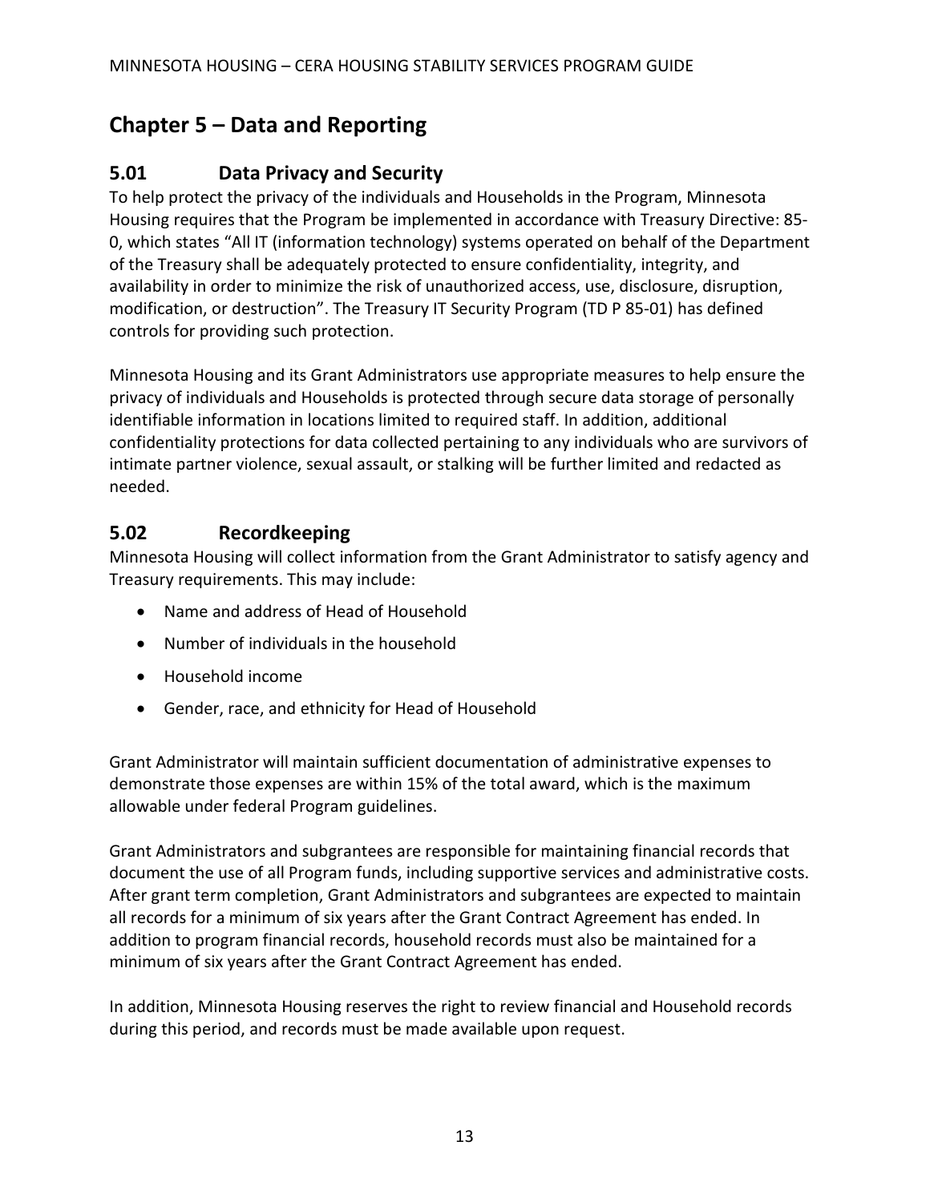# Chapter 5 – Data and Reporting

## 5.01 Data Privacy and Security

To help protect the privacy of the individuals and Households in the Program, Minnesota Housing requires that the Program be implemented in accordance with Treasury Directive: 85-0, which states "All IT (information technology) systems operated on behalf of the Department of the Treasury shall be adequately protected to ensure confidentiality, integrity, and availability in order to minimize the risk of unauthorized access, use, disclosure, disruption, modification, or destruction". The Treasury IT Security Program (TD P 85-01) has defined controls for providing such protection.

Minnesota Housing and its Grant Administrators use appropriate measures to help ensure the privacy of individuals and Households is protected through secure data storage of personally identifiable information in locations limited to required staff. In addition, additional confidentiality protections for data collected pertaining to any individuals who are survivors of intimate partner violence, sexual assault, or stalking will be further limited and redacted as needed.

## 5.02 Recordkeeping

Minnesota Housing will collect information from the Grant Administrator to satisfy agency and Treasury requirements. This may include:

- Name and address of Head of Household
- Number of individuals in the household
- Household income
- Gender, race, and ethnicity for Head of Household

Grant Administrator will maintain sufficient documentation of administrative expenses to demonstrate those expenses are within 15% of the total award, which is the maximum allowable under federal Program guidelines.

Grant Administrators and subgrantees are responsible for maintaining financial records that document the use of all Program funds, including supportive services and administrative costs. After grant term completion, Grant Administrators and subgrantees are expected to maintain all records for a minimum of six years after the Grant Contract Agreement has ended. In addition to program financial records, household records must also be maintained for a minimum of six years after the Grant Contract Agreement has ended.

In addition, Minnesota Housing reserves the right to review financial and Household records during this period, and records must be made available upon request.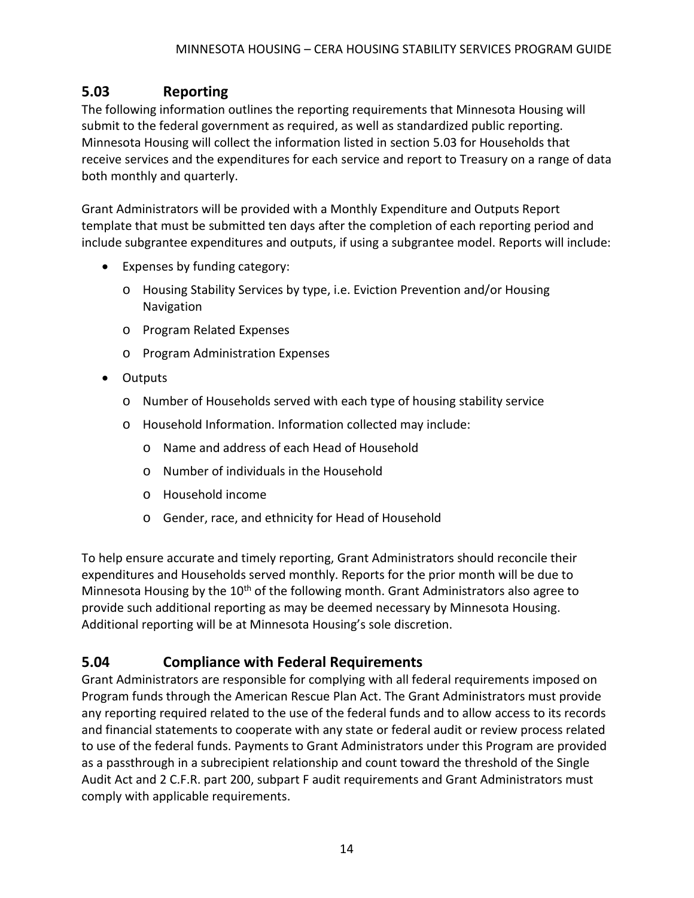## 5.03 Reporting

The following information outlines the reporting requirements that Minnesota Housing will submit to the federal government as required, as well as standardized public reporting. Minnesota Housing will collect the information listed in section 5.03 for Households that receive services and the expenditures for each service and report to Treasury on a range of data both monthly and quarterly.

Grant Administrators will be provided with a Monthly Expenditure and Outputs Report template that must be submitted ten days after the completion of each reporting period and include subgrantee expenditures and outputs, if using a subgrantee model. Reports will include:

- Expenses by funding category:
  - Housing Stability Services by type, i.e. Eviction Prevention and/or Housing Navigation
  - Program Related Expenses
  - Program Administration Expenses
- Outputs
  - Number of Households served with each type of housing stability service
  - Household Information. Information collected may include:
    - Name and address of each Head of Household
    - Number of individuals in the Household
    - Household income
    - Gender, race, and ethnicity for Head of Household

To help ensure accurate and timely reporting, Grant Administrators should reconcile their expenditures and Households served monthly. Reports for the prior month will be due to Minnesota Housing by the 10th of the following month. Grant Administrators also agree to provide such additional reporting as may be deemed necessary by Minnesota Housing. Additional reporting will be at Minnesota Housing's sole discretion.

## 5.04 Compliance with Federal Requirements

Grant Administrators are responsible for complying with all federal requirements imposed on Program funds through the American Rescue Plan Act. The Grant Administrators must provide any reporting required related to the use of the federal funds and to allow access to its records and financial statements to cooperate with any state or federal audit or review process related to use of the federal funds. Payments to Grant Administrators under this Program are provided as a passthrough in a subrecipient relationship and count toward the threshold of the Single Audit Act and 2 C.F.R. part 200, subpart F audit requirements and Grant Administrators must comply with applicable requirements.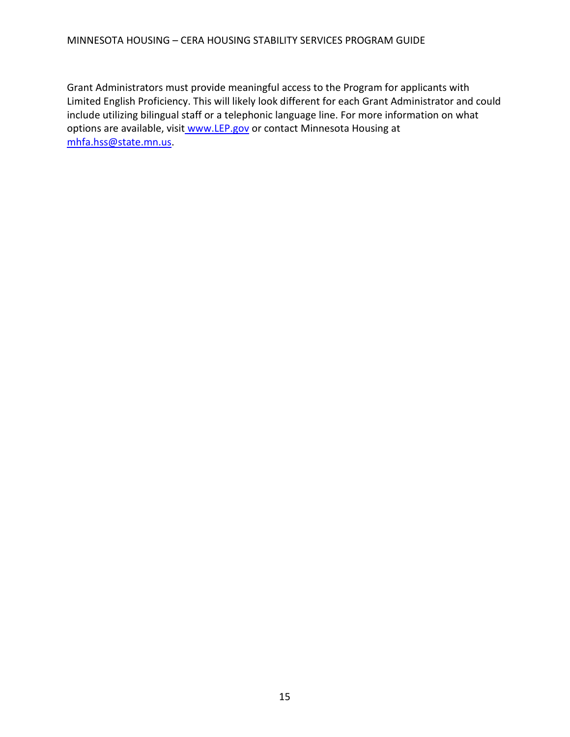Grant Administrators must provide meaningful access to the Program for applicants with Limited English Proficiency. This will likely look different for each Grant Administrator and could include utilizing bilingual staff or a telephonic language line. For more information on what options are available, visit www.LEP.gov or contact Minnesota Housing at mhfa.hss@state.mn.us.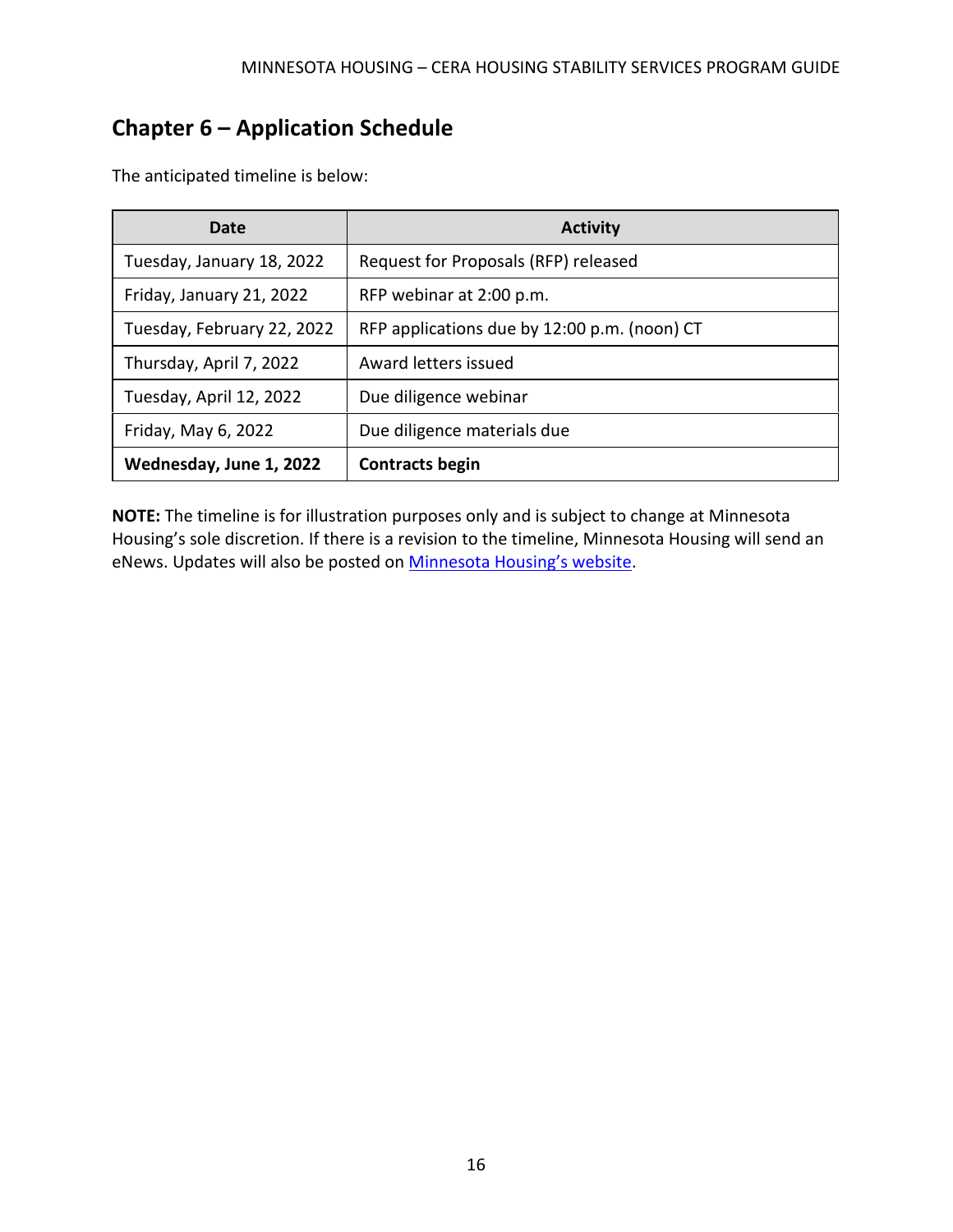# Chapter 6 – Application Schedule

The anticipated timeline is below:

| Date | Activity |
|---|---|
| Tuesday, January 18, 2022 | Request for Proposals (RFP) released |
| Friday, January 21, 2022 | RFP webinar at 2:00 p.m. |
| Tuesday, February 22, 2022 | RFP applications due by 12:00 p.m. (noon) CT |
| Thursday, April 7, 2022 | Award letters issued |
| Tuesday, April 12, 2022 | Due diligence webinar |
| Friday, May 6, 2022 | Due diligence materials due |
| **Wednesday, June 1, 2022** | **Contracts begin** |

**NOTE:** The timeline is for illustration purposes only and is subject to change at Minnesota Housing's sole discretion. If there is a revision to the timeline, Minnesota Housing will send an eNews. Updates will also be posted on Minnesota Housing's website.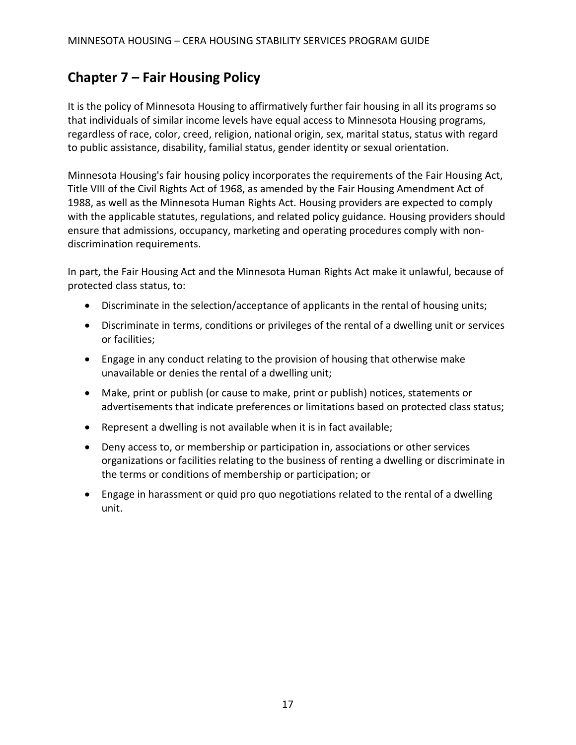## Chapter 7 – Fair Housing Policy

It is the policy of Minnesota Housing to affirmatively further fair housing in all its programs so that individuals of similar income levels have equal access to Minnesota Housing programs, regardless of race, color, creed, religion, national origin, sex, marital status, status with regard to public assistance, disability, familial status, gender identity or sexual orientation.

Minnesota Housing's fair housing policy incorporates the requirements of the Fair Housing Act, Title VIII of the Civil Rights Act of 1968, as amended by the Fair Housing Amendment Act of 1988, as well as the Minnesota Human Rights Act. Housing providers are expected to comply with the applicable statutes, regulations, and related policy guidance. Housing providers should ensure that admissions, occupancy, marketing and operating procedures comply with non-discrimination requirements.

In part, the Fair Housing Act and the Minnesota Human Rights Act make it unlawful, because of protected class status, to:

- Discriminate in the selection/acceptance of applicants in the rental of housing units;
- Discriminate in terms, conditions or privileges of the rental of a dwelling unit or services or facilities;
- Engage in any conduct relating to the provision of housing that otherwise make unavailable or denies the rental of a dwelling unit;
- Make, print or publish (or cause to make, print or publish) notices, statements or advertisements that indicate preferences or limitations based on protected class status;
- Represent a dwelling is not available when it is in fact available;
- Deny access to, or membership or participation in, associations or other services organizations or facilities relating to the business of renting a dwelling or discriminate in the terms or conditions of membership or participation; or
- Engage in harassment or quid pro quo negotiations related to the rental of a dwelling unit.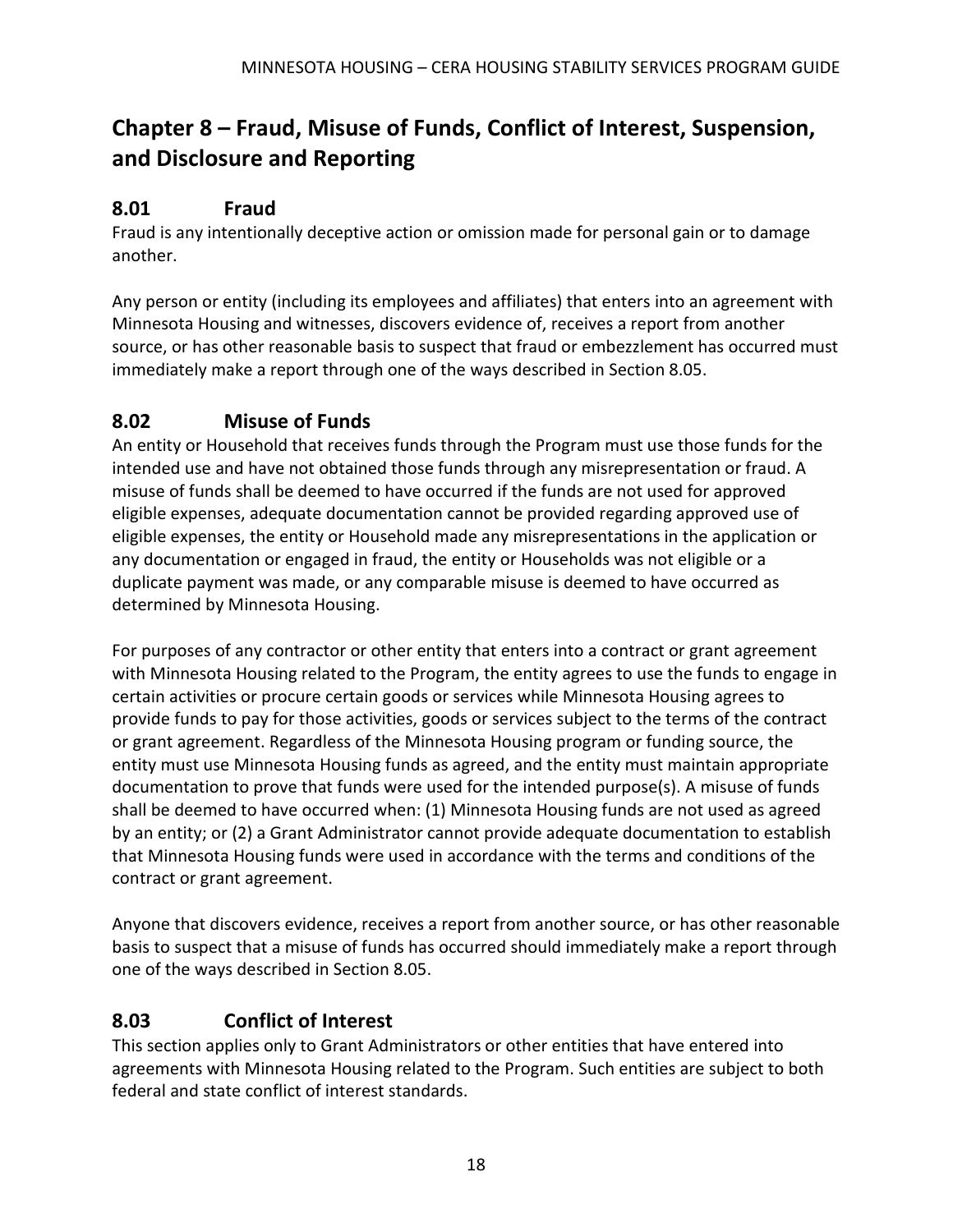# Chapter 8 – Fraud, Misuse of Funds, Conflict of Interest, Suspension, and Disclosure and Reporting

## 8.01 Fraud

Fraud is any intentionally deceptive action or omission made for personal gain or to damage another.

Any person or entity (including its employees and affiliates) that enters into an agreement with Minnesota Housing and witnesses, discovers evidence of, receives a report from another source, or has other reasonable basis to suspect that fraud or embezzlement has occurred must immediately make a report through one of the ways described in Section 8.05.

## 8.02 Misuse of Funds

An entity or Household that receives funds through the Program must use those funds for the intended use and have not obtained those funds through any misrepresentation or fraud. A misuse of funds shall be deemed to have occurred if the funds are not used for approved eligible expenses, adequate documentation cannot be provided regarding approved use of eligible expenses, the entity or Household made any misrepresentations in the application or any documentation or engaged in fraud, the entity or Households was not eligible or a duplicate payment was made, or any comparable misuse is deemed to have occurred as determined by Minnesota Housing.

For purposes of any contractor or other entity that enters into a contract or grant agreement with Minnesota Housing related to the Program, the entity agrees to use the funds to engage in certain activities or procure certain goods or services while Minnesota Housing agrees to provide funds to pay for those activities, goods or services subject to the terms of the contract or grant agreement. Regardless of the Minnesota Housing program or funding source, the entity must use Minnesota Housing funds as agreed, and the entity must maintain appropriate documentation to prove that funds were used for the intended purpose(s). A misuse of funds shall be deemed to have occurred when: (1) Minnesota Housing funds are not used as agreed by an entity; or (2) a Grant Administrator cannot provide adequate documentation to establish that Minnesota Housing funds were used in accordance with the terms and conditions of the contract or grant agreement.

Anyone that discovers evidence, receives a report from another source, or has other reasonable basis to suspect that a misuse of funds has occurred should immediately make a report through one of the ways described in Section 8.05.

## 8.03 Conflict of Interest

This section applies only to Grant Administrators or other entities that have entered into agreements with Minnesota Housing related to the Program. Such entities are subject to both federal and state conflict of interest standards.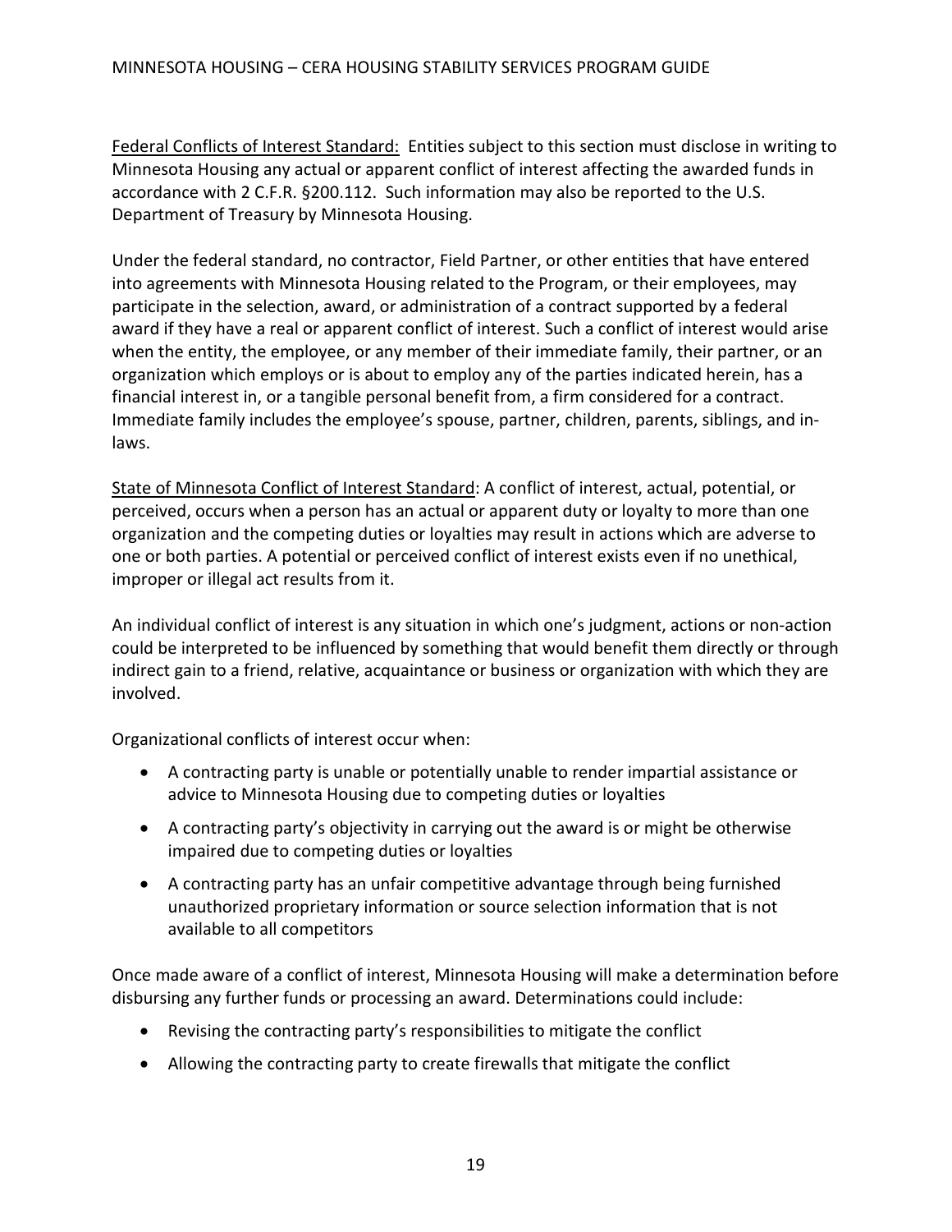Federal Conflicts of Interest Standard: Entities subject to this section must disclose in writing to Minnesota Housing any actual or apparent conflict of interest affecting the awarded funds in accordance with 2 C.F.R. §200.112. Such information may also be reported to the U.S. Department of Treasury by Minnesota Housing.

Under the federal standard, no contractor, Field Partner, or other entities that have entered into agreements with Minnesota Housing related to the Program, or their employees, may participate in the selection, award, or administration of a contract supported by a federal award if they have a real or apparent conflict of interest. Such a conflict of interest would arise when the entity, the employee, or any member of their immediate family, their partner, or an organization which employs or is about to employ any of the parties indicated herein, has a financial interest in, or a tangible personal benefit from, a firm considered for a contract. Immediate family includes the employee's spouse, partner, children, parents, siblings, and in-laws.

State of Minnesota Conflict of Interest Standard: A conflict of interest, actual, potential, or perceived, occurs when a person has an actual or apparent duty or loyalty to more than one organization and the competing duties or loyalties may result in actions which are adverse to one or both parties. A potential or perceived conflict of interest exists even if no unethical, improper or illegal act results from it.

An individual conflict of interest is any situation in which one's judgment, actions or non-action could be interpreted to be influenced by something that would benefit them directly or through indirect gain to a friend, relative, acquaintance or business or organization with which they are involved.

Organizational conflicts of interest occur when:

- A contracting party is unable or potentially unable to render impartial assistance or advice to Minnesota Housing due to competing duties or loyalties
- A contracting party's objectivity in carrying out the award is or might be otherwise impaired due to competing duties or loyalties
- A contracting party has an unfair competitive advantage through being furnished unauthorized proprietary information or source selection information that is not available to all competitors

Once made aware of a conflict of interest, Minnesota Housing will make a determination before disbursing any further funds or processing an award. Determinations could include:

- Revising the contracting party's responsibilities to mitigate the conflict
- Allowing the contracting party to create firewalls that mitigate the conflict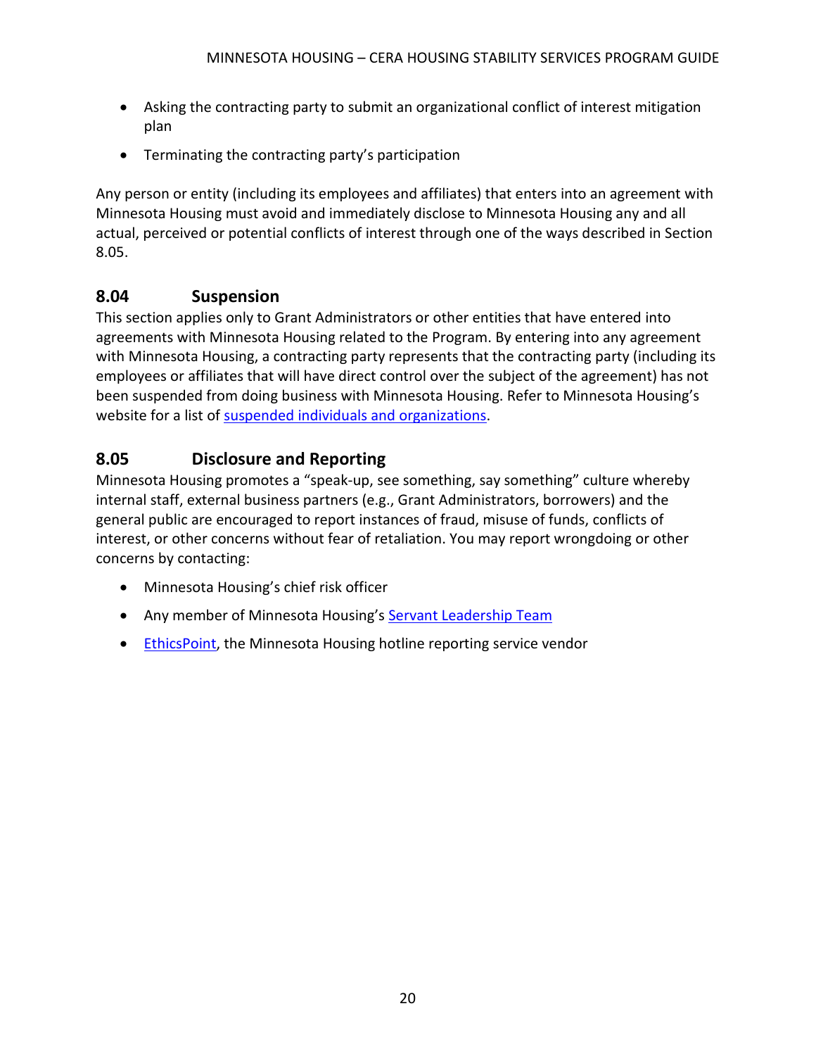- Asking the contracting party to submit an organizational conflict of interest mitigation plan
- Terminating the contracting party's participation

Any person or entity (including its employees and affiliates) that enters into an agreement with Minnesota Housing must avoid and immediately disclose to Minnesota Housing any and all actual, perceived or potential conflicts of interest through one of the ways described in Section 8.05.

## 8.04 Suspension

This section applies only to Grant Administrators or other entities that have entered into agreements with Minnesota Housing related to the Program. By entering into any agreement with Minnesota Housing, a contracting party represents that the contracting party (including its employees or affiliates that will have direct control over the subject of the agreement) has not been suspended from doing business with Minnesota Housing. Refer to Minnesota Housing's website for a list of suspended individuals and organizations.

## 8.05 Disclosure and Reporting

Minnesota Housing promotes a "speak-up, see something, say something" culture whereby internal staff, external business partners (e.g., Grant Administrators, borrowers) and the general public are encouraged to report instances of fraud, misuse of funds, conflicts of interest, or other concerns without fear of retaliation. You may report wrongdoing or other concerns by contacting:

- Minnesota Housing's chief risk officer
- Any member of Minnesota Housing's Servant Leadership Team
- EthicsPoint, the Minnesota Housing hotline reporting service vendor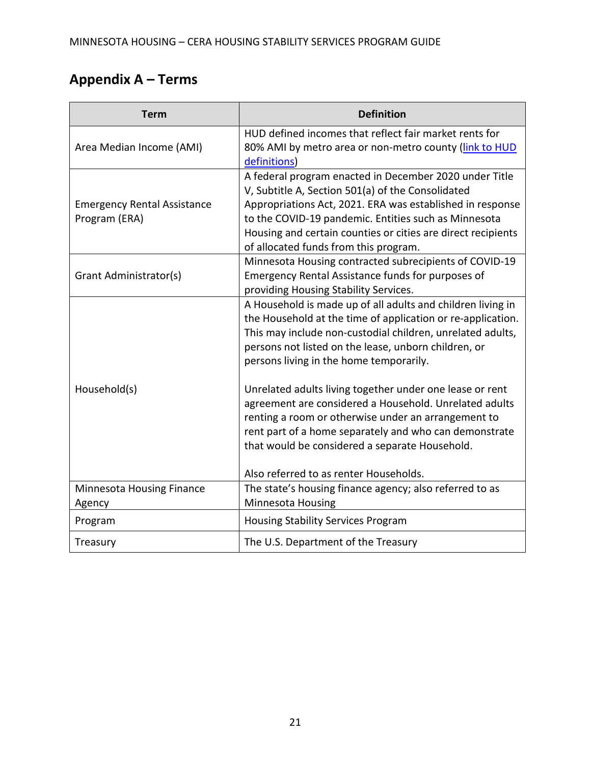## Appendix A – Terms

| Term | Definition |
|---|---|
| Area Median Income (AMI) | HUD defined incomes that reflect fair market rents for 80% AMI by metro area or non-metro county ([link to HUD definitions](link to HUD definitions)) |
| Emergency Rental Assistance Program (ERA) | A federal program enacted in December 2020 under Title V, Subtitle A, Section 501(a) of the Consolidated Appropriations Act, 2021. ERA was established in response to the COVID-19 pandemic. Entities such as Minnesota Housing and certain counties or cities are direct recipients of allocated funds from this program. |
| Grant Administrator(s) | Minnesota Housing contracted subrecipients of COVID-19 Emergency Rental Assistance funds for purposes of providing Housing Stability Services. |
| Household(s) | A Household is made up of all adults and children living in the Household at the time of application or re-application. This may include non-custodial children, unrelated adults, persons not listed on the lease, unborn children, or persons living in the home temporarily.<br><br>Unrelated adults living together under one lease or rent agreement are considered a Household. Unrelated adults renting a room or otherwise under an arrangement to rent part of a home separately and who can demonstrate that would be considered a separate Household.<br><br>Also referred to as renter Households. |
| Minnesota Housing Finance Agency | The state's housing finance agency; also referred to as Minnesota Housing |
| Program | Housing Stability Services Program |
| Treasury | The U.S. Department of the Treasury |